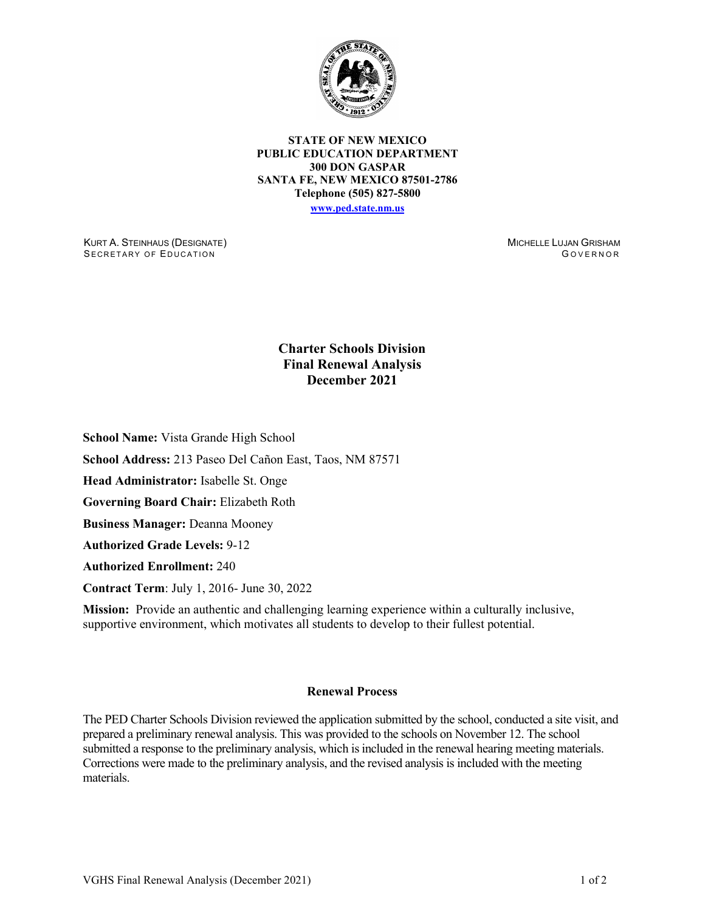**STATE OF NEW MEXICO**
**PUBLIC EDUCATION DEPARTMENT**
**300 DON GASPAR**
**SANTA FE, NEW MEXICO 87501-2786**
**Telephone (505) 827-5800**
**www.ped.state.nm.us**

KURT A. STEINHAUS (DESIGNATE)
SECRETARY OF EDUCATION

MICHELLE LUJAN GRISHAM
GOVERNOR

# Charter Schools Division
# Final Renewal Analysis
# December 2021

**School Name:** Vista Grande High School

**School Address:** 213 Paseo Del Cañon East, Taos, NM 87571

**Head Administrator:** Isabelle St. Onge

**Governing Board Chair:** Elizabeth Roth

**Business Manager:** Deanna Mooney

**Authorized Grade Levels:** 9-12

**Authorized Enrollment:** 240

**Contract Term**: July 1, 2016- June 30, 2022

**Mission:** Provide an authentic and challenging learning experience within a culturally inclusive, supportive environment, which motivates all students to develop to their fullest potential.

## Renewal Process

The PED Charter Schools Division reviewed the application submitted by the school, conducted a site visit, and prepared a preliminary renewal analysis. This was provided to the schools on November 12. The school submitted a response to the preliminary analysis, which is included in the renewal hearing meeting materials. Corrections were made to the preliminary analysis, and the revised analysis is included with the meeting materials.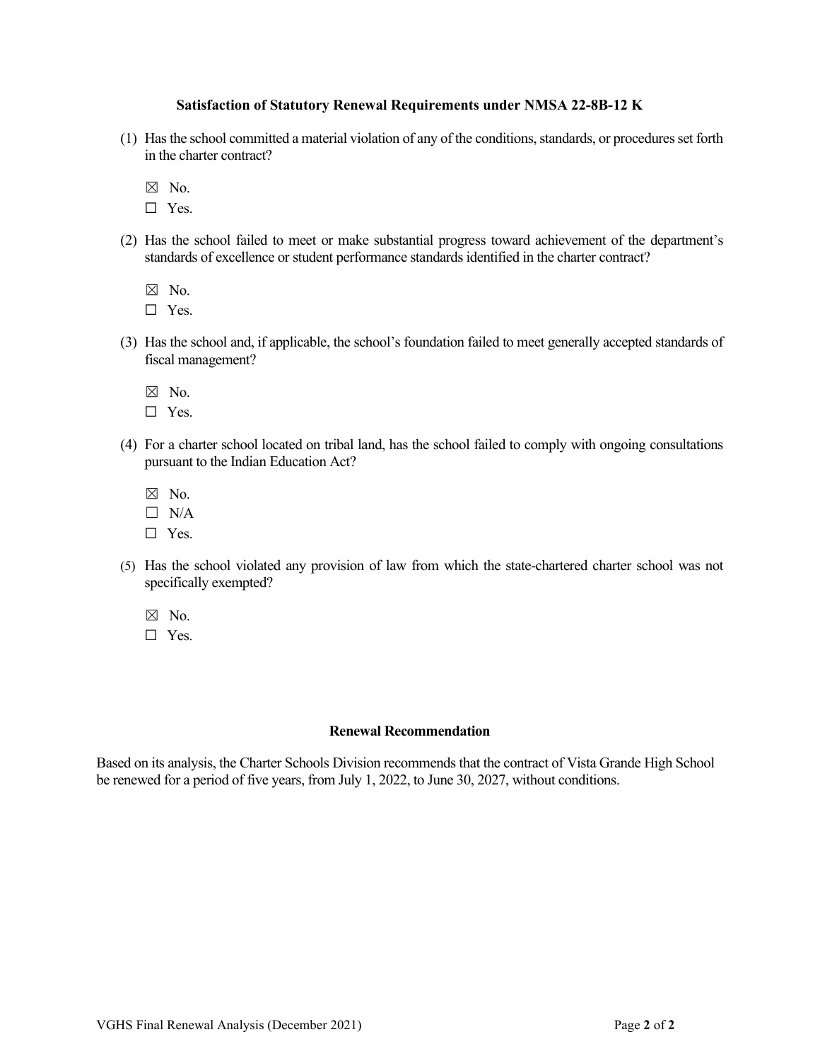### Satisfaction of Statutory Renewal Requirements under NMSA 22-8B-12 K

(1) Has the school committed a material violation of any of the conditions, standards, or procedures set forth in the charter contract?

☒ No.
☐ Yes.

(2) Has the school failed to meet or make substantial progress toward achievement of the department's standards of excellence or student performance standards identified in the charter contract?

☒ No.
☐ Yes.

(3) Has the school and, if applicable, the school's foundation failed to meet generally accepted standards of fiscal management?

☒ No.
☐ Yes.

(4) For a charter school located on tribal land, has the school failed to comply with ongoing consultations pursuant to the Indian Education Act?

☒ No.
☐ N/A
☐ Yes.

(5) Has the school violated any provision of law from which the state-chartered charter school was not specifically exempted?

☒ No.
☐ Yes.

### Renewal Recommendation

Based on its analysis, the Charter Schools Division recommends that the contract of Vista Grande High School be renewed for a period of five years, from July 1, 2022, to June 30, 2027, without conditions.